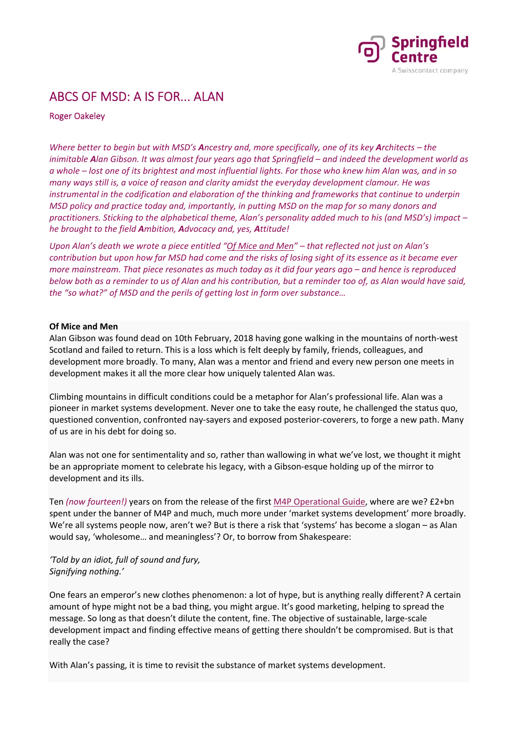# ABCS OF MSD: A IS FOR... ALAN

Roger Oakeley

*Where better to begin but with MSD's **A**ncestry and, more specifically, one of its key **A**rchitects – the inimitable **A**lan Gibson. It was almost four years ago that Springfield – and indeed the development world as a whole – lost one of its brightest and most influential lights. For those who knew him Alan was, and in so many ways still is, a voice of reason and clarity amidst the everyday development clamour. He was instrumental in the codification and elaboration of the thinking and frameworks that continue to underpin MSD policy and practice today and, importantly, in putting MSD on the map for so many donors and practitioners. Sticking to the alphabetical theme, Alan's personality added much to his (and MSD's) impact – he brought to the field **A**mbition, **A**dvocacy and, yes, **A**ttitude!*

*Upon Alan's death we wrote a piece entitled "Of Mice and Men" – that reflected not just on Alan's contribution but upon how far MSD had come and the risks of losing sight of its essence as it became ever more mainstream. That piece resonates as much today as it did four years ago – and hence is reproduced below both as a reminder to us of Alan and his contribution, but a reminder too of, as Alan would have said, the "so what?" of MSD and the perils of getting lost in form over substance…*

**Of Mice and Men**

Alan Gibson was found dead on 10th February, 2018 having gone walking in the mountains of north-west Scotland and failed to return. This is a loss which is felt deeply by family, friends, colleagues, and development more broadly. To many, Alan was a mentor and friend and every new person one meets in development makes it all the more clear how uniquely talented Alan was.

Climbing mountains in difficult conditions could be a metaphor for Alan's professional life. Alan was a pioneer in market systems development. Never one to take the easy route, he challenged the status quo, questioned convention, confronted nay-sayers and exposed posterior-coverers, to forge a new path. Many of us are in his debt for doing so.

Alan was not one for sentimentality and so, rather than wallowing in what we've lost, we thought it might be an appropriate moment to celebrate his legacy, with a Gibson-esque holding up of the mirror to development and its ills.

Ten *(now fourteen!)* years on from the release of the first M4P Operational Guide, where are we? £2+bn spent under the banner of M4P and much, much more under 'market systems development' more broadly. We're all systems people now, aren't we? But is there a risk that 'systems' has become a slogan – as Alan would say, 'wholesome… and meaningless'? Or, to borrow from Shakespeare:

*'Told by an idiot, full of sound and fury,*
*Signifying nothing.'*

One fears an emperor's new clothes phenomenon: a lot of hype, but is anything really different? A certain amount of hype might not be a bad thing, you might argue. It's good marketing, helping to spread the message. So long as that doesn't dilute the content, fine. The objective of sustainable, large-scale development impact and finding effective means of getting there shouldn't be compromised. But is that really the case?

With Alan's passing, it is time to revisit the substance of market systems development.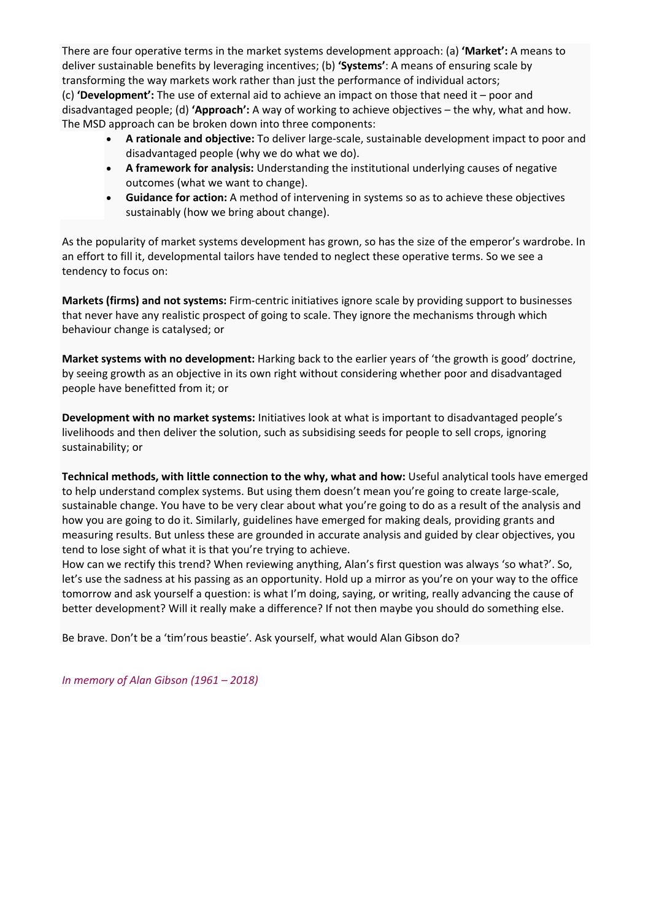There are four operative terms in the market systems development approach: (a) **'Market':** A means to deliver sustainable benefits by leveraging incentives; (b) **'Systems'**: A means of ensuring scale by transforming the way markets work rather than just the performance of individual actors; (c) **'Development':** The use of external aid to achieve an impact on those that need it – poor and disadvantaged people; (d) **'Approach':** A way of working to achieve objectives – the why, what and how. The MSD approach can be broken down into three components:

- **A rationale and objective:** To deliver large-scale, sustainable development impact to poor and disadvantaged people (why we do what we do).
- **A framework for analysis:** Understanding the institutional underlying causes of negative outcomes (what we want to change).
- **Guidance for action:** A method of intervening in systems so as to achieve these objectives sustainably (how we bring about change).

As the popularity of market systems development has grown, so has the size of the emperor's wardrobe. In an effort to fill it, developmental tailors have tended to neglect these operative terms. So we see a tendency to focus on:

**Markets (firms) and not systems:** Firm-centric initiatives ignore scale by providing support to businesses that never have any realistic prospect of going to scale. They ignore the mechanisms through which behaviour change is catalysed; or

**Market systems with no development:** Harking back to the earlier years of 'the growth is good' doctrine, by seeing growth as an objective in its own right without considering whether poor and disadvantaged people have benefitted from it; or

**Development with no market systems:** Initiatives look at what is important to disadvantaged people's livelihoods and then deliver the solution, such as subsidising seeds for people to sell crops, ignoring sustainability; or

**Technical methods, with little connection to the why, what and how:** Useful analytical tools have emerged to help understand complex systems. But using them doesn't mean you're going to create large-scale, sustainable change. You have to be very clear about what you're going to do as a result of the analysis and how you are going to do it. Similarly, guidelines have emerged for making deals, providing grants and measuring results. But unless these are grounded in accurate analysis and guided by clear objectives, you tend to lose sight of what it is that you're trying to achieve.

How can we rectify this trend? When reviewing anything, Alan's first question was always 'so what?'. So, let's use the sadness at his passing as an opportunity. Hold up a mirror as you're on your way to the office tomorrow and ask yourself a question: is what I'm doing, saying, or writing, really advancing the cause of better development? Will it really make a difference? If not then maybe you should do something else.

Be brave. Don't be a 'tim'rous beastie'. Ask yourself, what would Alan Gibson do?

*In memory of Alan Gibson (1961 – 2018)*